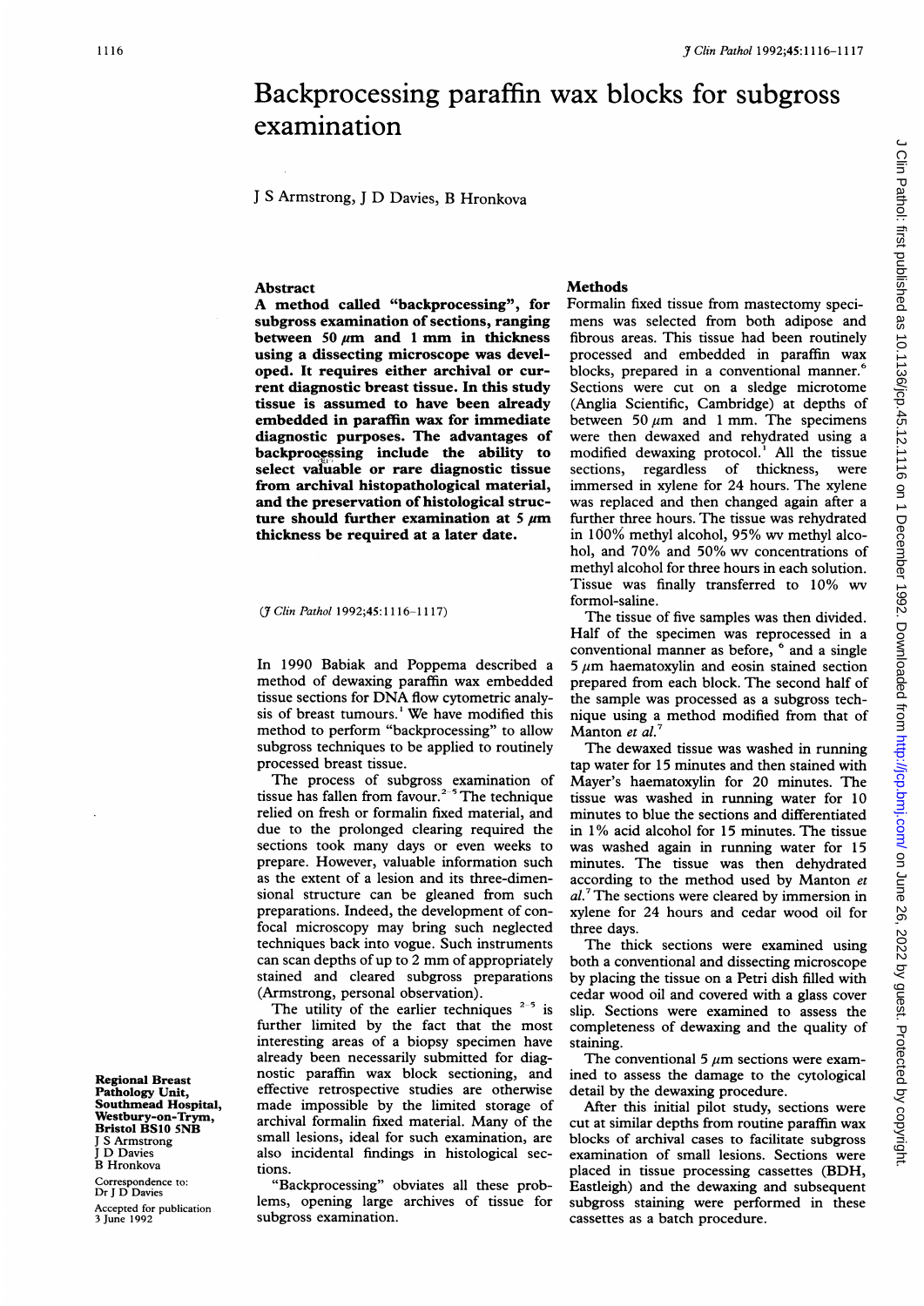# Backprocessing paraffin wax blocks for subgross examination

J S Armstrong, J D Davies, B Hronkova

## Abstract

**A method called "backprocessing", for subgross examination of sections, ranging between 50 μm and 1 mm in thickness using a dissecting microscope was developed. It requires either archival or current diagnostic breast tissue. In this study tissue is assumed to have been already embedded in paraffin wax for immediate diagnostic purposes. The advantages of backprocessing include the ability to select valuable or rare diagnostic tissue from archival histopathological material, and the preservation of histological structure should further examination at 5 μm thickness be required at a later date.**

(*J Clin Pathol* 1992;45:1116–1117)

In 1990 Babiak and Poppema described a method of dewaxing paraffin wax embedded tissue sections for DNA flow cytometric analysis of breast tumours.[1] We have modified this method to perform "backprocessing" to allow subgross techniques to be applied to routinely processed breast tissue.

The process of subgross examination of tissue has fallen from favour.[2-5] The technique relied on fresh or formalin fixed material, and due to the prolonged clearing required the sections took many days or even weeks to prepare. However, valuable information such as the extent of a lesion and its three-dimensional structure can be gleaned from such preparations. Indeed, the development of confocal microscopy may bring such neglected techniques back into vogue. Such instruments can scan depths of up to 2 mm of appropriately stained and cleared subgross preparations (Armstrong, personal observation).

The utility of the earlier techniques [2-5] is further limited by the fact that the most interesting areas of a biopsy specimen have already been necessarily submitted for diagnostic paraffin wax block sectioning, and effective retrospective studies are otherwise made impossible by the limited storage of archival formalin fixed material. Many of the small lesions, ideal for such examination, are also incidental findings in histological sections.

"Backprocessing" obviates all these problems, opening large archives of tissue for subgross examination.

**Regional Breast Pathology Unit, Southmead Hospital, Westbury-on-Trym, Bristol BS10 5NB**
J S Armstrong
J D Davies
B Hronkova

Correspondence to: Dr J D Davies

Accepted for publication 3 June 1992

## Methods

Formalin fixed tissue from mastectomy specimens was selected from both adipose and fibrous areas. This tissue had been routinely processed and embedded in paraffin wax blocks, prepared in a conventional manner.[6] Sections were cut on a sledge microtome (Anglia Scientific, Cambridge) at depths of between 50 μm and 1 mm. The specimens were then dewaxed and rehydrated using a modified dewaxing protocol.[1] All the tissue sections, regardless of thickness, were immersed in xylene for 24 hours. The xylene was replaced and then changed again after a further three hours. The tissue was rehydrated in 100% methyl alcohol, 95% wv methyl alcohol, and 70% and 50% wv concentrations of methyl alcohol for three hours in each solution. Tissue was finally transferred to 10% wv formol-saline.

The tissue of five samples was then divided. Half of the specimen was reprocessed in a conventional manner as before,[6] and a single 5 μm haematoxylin and eosin stained section prepared from each block. The second half of the sample was processed as a subgross technique using a method modified from that of Manton *et al.*[7]

The dewaxed tissue was washed in running tap water for 15 minutes and then stained with Mayer's haematoxylin for 20 minutes. The tissue was washed in running water for 10 minutes to blue the sections and differentiated in 1% acid alcohol for 15 minutes. The tissue was washed again in running water for 15 minutes. The tissue was then dehydrated according to the method used by Manton *et al.*[7] The sections were cleared by immersion in xylene for 24 hours and cedar wood oil for three days.

The thick sections were examined using both a conventional and dissecting microscope by placing the tissue on a Petri dish filled with cedar wood oil and covered with a glass cover slip. Sections were examined to assess the completeness of dewaxing and the quality of staining.

The conventional 5 μm sections were examined to assess the damage to the cytological detail by the dewaxing procedure.

After this initial pilot study, sections were cut at similar depths from routine paraffin wax blocks of archival cases to facilitate subgross examination of small lesions. Sections were placed in tissue processing cassettes (BDH, Eastleigh) and the dewaxing and subsequent subgross staining were performed in these cassettes as a batch procedure.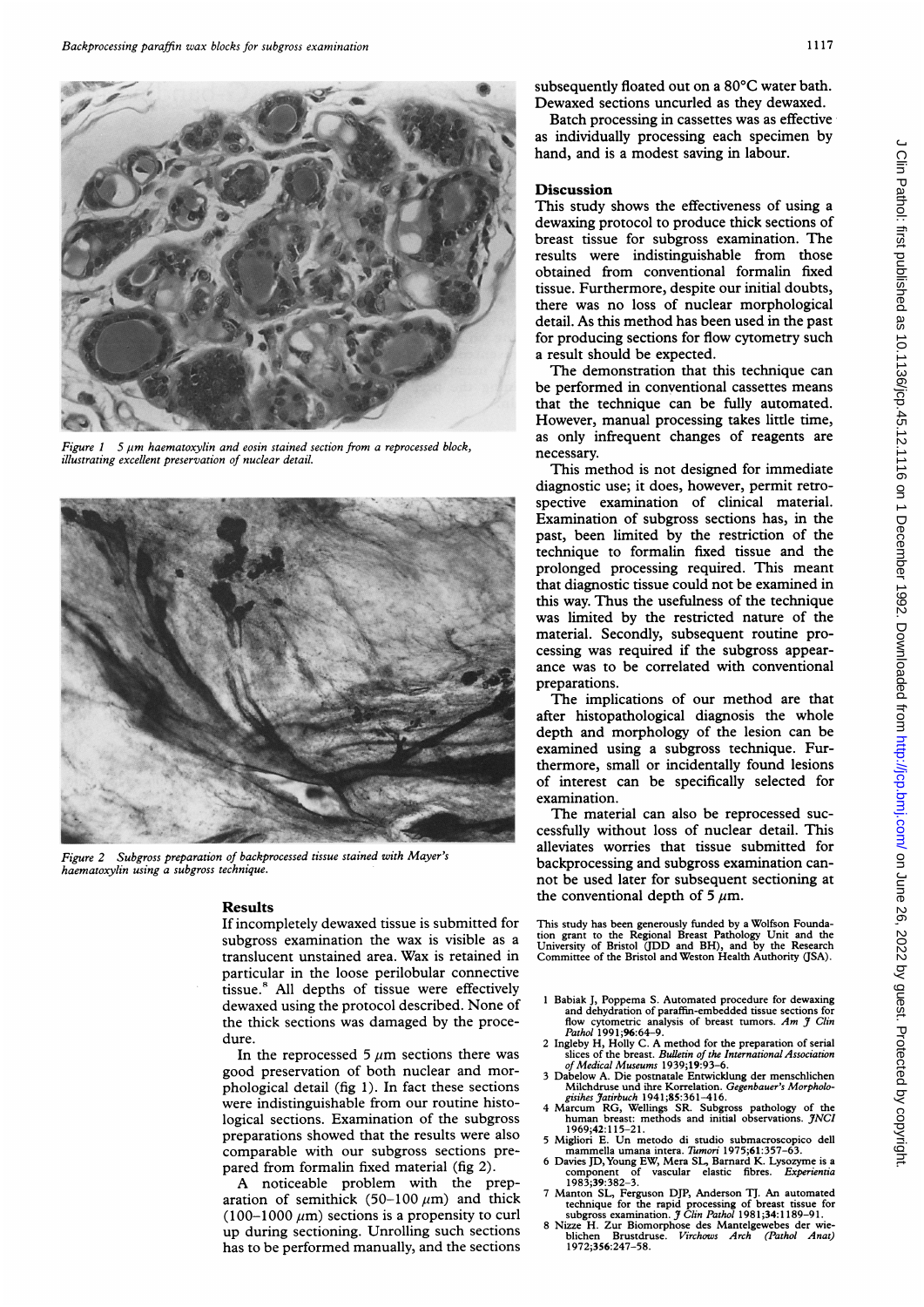Figure 1 5 μm haematoxylin and eosin stained section from a reprocessed block, illustrating excellent preservation of nuclear detail.

Figure 2 Subgross preparation of backprocessed tissue stained with Mayer's haematoxylin using a subgross technique.

## Results

If incompletely dewaxed tissue is submitted for subgross examination the wax is visible as a translucent unstained area. Wax is retained in particular in the loose perilobular connective tissue.[8] All depths of tissue were effectively dewaxed using the protocol described. None of the thick sections was damaged by the procedure.

In the reprocessed 5 μm sections there was good preservation of both nuclear and morphological detail (fig 1). In fact these sections were indistinguishable from our routine histological sections. Examination of the subgross preparations showed that the results were also comparable with our subgross sections prepared from formalin fixed material (fig 2).

A noticeable problem with the preparation of semithick (50–100 μm) and thick (100–1000 μm) sections is a propensity to curl up during sectioning. Unrolling such sections has to be performed manually, and the sections subsequently floated out on a 80°C water bath. Dewaxed sections uncurled as they dewaxed.

Batch processing in cassettes was as effective as individually processing each specimen by hand, and is a modest saving in labour.

## Discussion

This study shows the effectiveness of using a dewaxing protocol to produce thick sections of breast tissue for subgross examination. The results were indistinguishable from those obtained from conventional formalin fixed tissue. Furthermore, despite our initial doubts, there was no loss of nuclear morphological detail. As this method has been used in the past for producing sections for flow cytometry such a result should be expected.

The demonstration that this technique can be performed in conventional cassettes means that the technique can be fully automated. However, manual processing takes little time, as only infrequent changes of reagents are necessary.

This method is not designed for immediate diagnostic use; it does, however, permit retrospective examination of clinical material. Examination of subgross sections has, in the past, been limited by the restriction of the technique to formalin fixed tissue and the prolonged processing required. This meant that diagnostic tissue could not be examined in this way. Thus the usefulness of the technique was limited by the restricted nature of the material. Secondly, subsequent routine processing was required if the subgross appearance was to be correlated with conventional preparations.

The implications of our method are that after histopathological diagnosis the whole depth and morphology of the lesion can be examined using a subgross technique. Furthermore, small or incidentally found lesions of interest can be specifically selected for examination.

The material can also be reprocessed successfully without loss of nuclear detail. This alleviates worries that tissue submitted for backprocessing and subgross examination cannot be used later for subsequent sectioning at the conventional depth of 5 μm.

This study has been generously funded by a Wolfson Foundation grant to the Regional Breast Pathology Unit and the University of Bristol (JDD and BH), and by the Research Committee of the Bristol and Weston Health Authority (JSA).

1 Babiak J, Poppema S. Automated procedure for dewaxing and dehydration of paraffin-embedded tissue sections for flow cytometric analysis of breast tumors. *Am J Clin Pathol* 1991;**96**:64–9.
2 Ingleby H, Holly C. A method for the preparation of serial slices of the breast. *Bulletin of the International Association of Medical Museums* 1939;**19**:93–6.
3 Dabelow A. Die postnatale Entwicklung der menschlichen Milchdruse und ihre Korrelation. *Gegenbauer's Morphologisches Jahrbuch* 1941;**85**:361–416.
4 Marcum RG, Wellings SR. Subgross pathology of the human breast: methods and initial observations. *JNCI* 1969;**42**:115–21.
5 Migliori E. Un metodo di studio submacroscopico dell mammella umana intera. *Tumori* 1975;**61**:357–63.
6 Davies JD, Young EW, Mera SL, Barnard K. Lysozyme is a component of vascular elastic fibres. *Experientia* 1983;**39**:382–3.
7 Manton SL, Ferguson DJP, Anderson TJ. An automated technique for the rapid processing of breast tissue for subgross examination. *J Clin Pathol* 1981;**34**:1189–91.
8 Nizze H. Zur Biomorphose des Mantelgewebes der wieblichen Brustdruse. *Virchows Arch (Pathol Anat)* 1972;**356**:247–58.